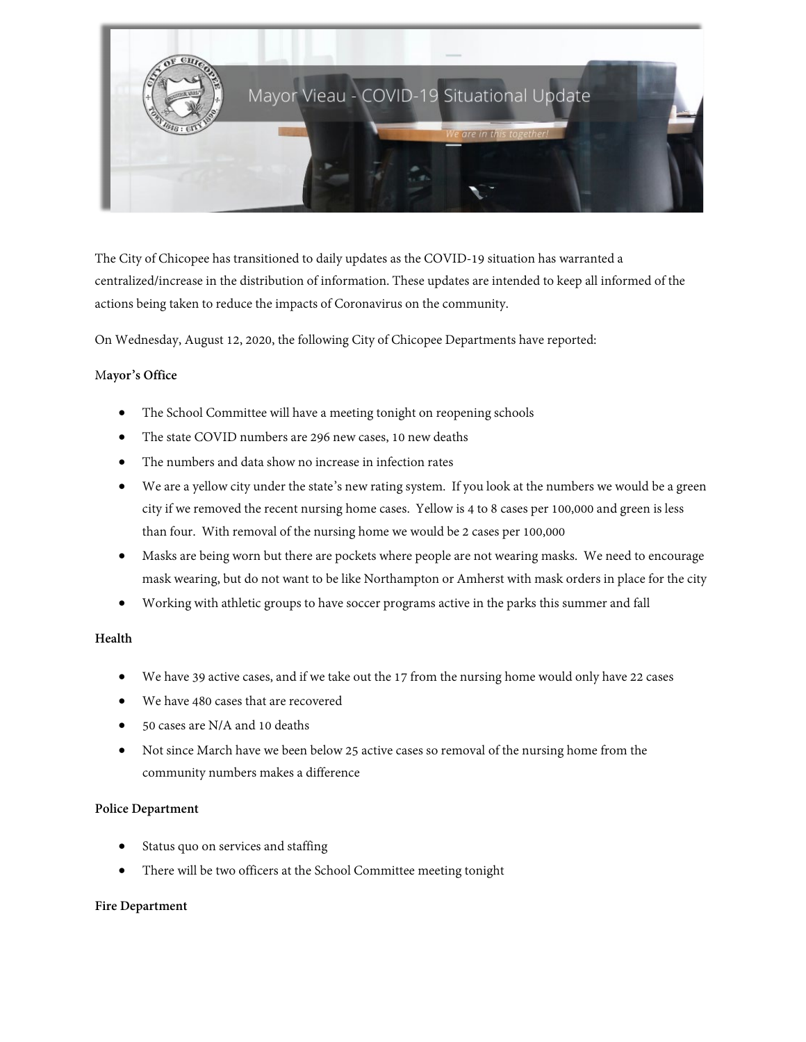# Mayor Vieau - COVID-19 Situational Update

*We are in this together!*

The City of Chicopee has transitioned to daily updates as the COVID-19 situation has warranted a centralized/increase in the distribution of information. These updates are intended to keep all informed of the actions being taken to reduce the impacts of Coronavirus on the community.

On Wednesday, August 12, 2020, the following City of Chicopee Departments have reported:

**Mayor's Office**

- The School Committee will have a meeting tonight on reopening schools
- The state COVID numbers are 296 new cases, 10 new deaths
- The numbers and data show no increase in infection rates
- We are a yellow city under the state's new rating system. If you look at the numbers we would be a green city if we removed the recent nursing home cases. Yellow is 4 to 8 cases per 100,000 and green is less than four. With removal of the nursing home we would be 2 cases per 100,000
- Masks are being worn but there are pockets where people are not wearing masks. We need to encourage mask wearing, but do not want to be like Northampton or Amherst with mask orders in place for the city
- Working with athletic groups to have soccer programs active in the parks this summer and fall

**Health**

- We have 39 active cases, and if we take out the 17 from the nursing home would only have 22 cases
- We have 480 cases that are recovered
- 50 cases are N/A and 10 deaths
- Not since March have we been below 25 active cases so removal of the nursing home from the community numbers makes a difference

**Police Department**

- Status quo on services and staffing
- There will be two officers at the School Committee meeting tonight

**Fire Department**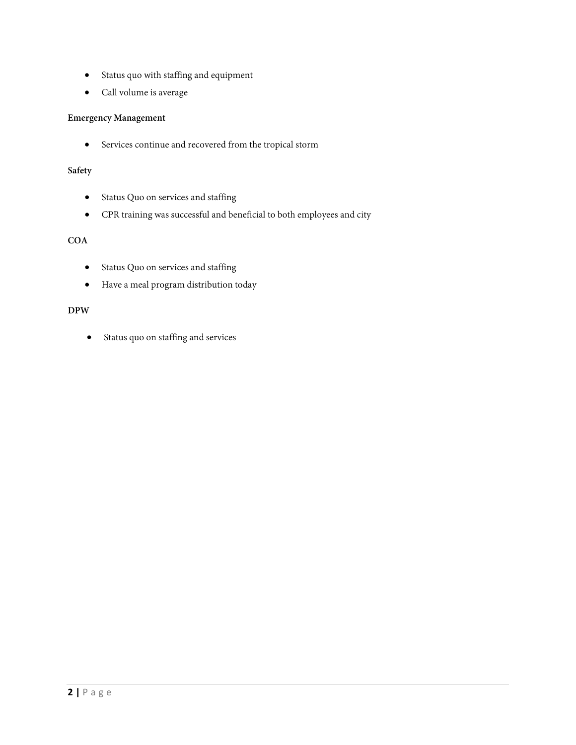- Status quo with staffing and equipment
- Call volume is average

**Emergency Management**

- Services continue and recovered from the tropical storm

**Safety**

- Status Quo on services and staffing
- CPR training was successful and beneficial to both employees and city

**COA**

- Status Quo on services and staffing
- Have a meal program distribution today

**DPW**

- Status quo on staffing and services